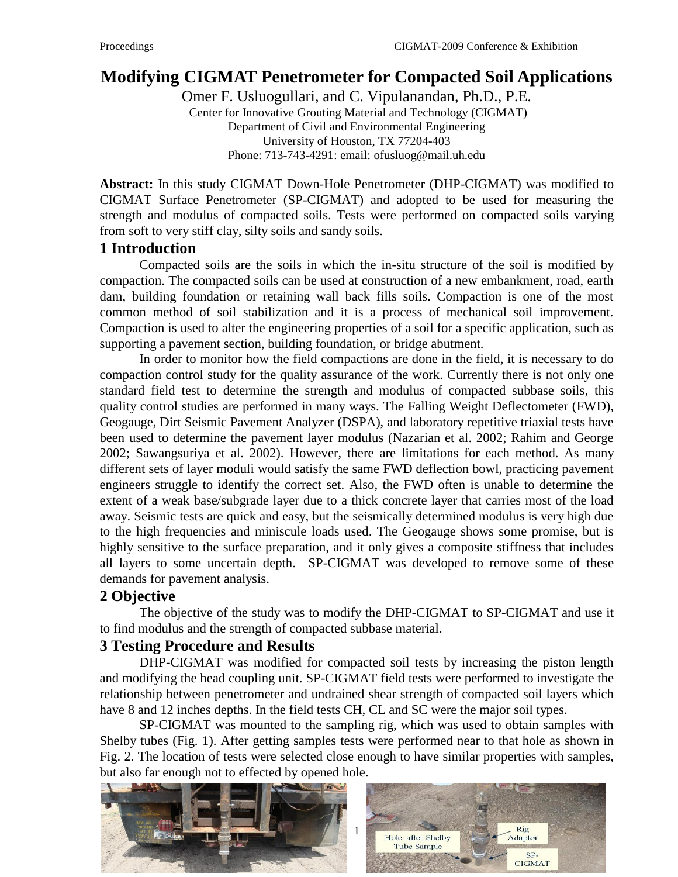# Modifying CIGMAT Penetrometer for Compacted Soil Applications

Omer F. Usluogullari, and C. Vipulanandan, Ph.D., P.E.

Center for Innovative Grouting Material and Technology (CIGMAT)
Department of Civil and Environmental Engineering
University of Houston, TX 77204-403
Phone: 713-743-4291: email: ofusluog@mail.uh.edu

**Abstract:** In this study CIGMAT Down-Hole Penetrometer (DHP-CIGMAT) was modified to CIGMAT Surface Penetrometer (SP-CIGMAT) and adopted to be used for measuring the strength and modulus of compacted soils. Tests were performed on compacted soils varying from soft to very stiff clay, silty soils and sandy soils.

## 1 Introduction

Compacted soils are the soils in which the in-situ structure of the soil is modified by compaction. The compacted soils can be used at construction of a new embankment, road, earth dam, building foundation or retaining wall back fills soils. Compaction is one of the most common method of soil stabilization and it is a process of mechanical soil improvement. Compaction is used to alter the engineering properties of a soil for a specific application, such as supporting a pavement section, building foundation, or bridge abutment.

In order to monitor how the field compactions are done in the field, it is necessary to do compaction control study for the quality assurance of the work. Currently there is not only one standard field test to determine the strength and modulus of compacted subbase soils, this quality control studies are performed in many ways. The Falling Weight Deflectometer (FWD), Geogauge, Dirt Seismic Pavement Analyzer (DSPA), and laboratory repetitive triaxial tests have been used to determine the pavement layer modulus (Nazarian et al. 2002; Rahim and George 2002; Sawangsuriya et al. 2002). However, there are limitations for each method. As many different sets of layer moduli would satisfy the same FWD deflection bowl, practicing pavement engineers struggle to identify the correct set. Also, the FWD often is unable to determine the extent of a weak base/subgrade layer due to a thick concrete layer that carries most of the load away. Seismic tests are quick and easy, but the seismically determined modulus is very high due to the high frequencies and miniscule loads used. The Geogauge shows some promise, but is highly sensitive to the surface preparation, and it only gives a composite stiffness that includes all layers to some uncertain depth. SP-CIGMAT was developed to remove some of these demands for pavement analysis.

## 2 Objective

The objective of the study was to modify the DHP-CIGMAT to SP-CIGMAT and use it to find modulus and the strength of compacted subbase material.

## 3 Testing Procedure and Results

DHP-CIGMAT was modified for compacted soil tests by increasing the piston length and modifying the head coupling unit. SP-CIGMAT field tests were performed to investigate the relationship between penetrometer and undrained shear strength of compacted soil layers which have 8 and 12 inches depths. In the field tests CH, CL and SC were the major soil types.

SP-CIGMAT was mounted to the sampling rig, which was used to obtain samples with Shelby tubes (Fig. 1). After getting samples tests were performed near to that hole as shown in Fig. 2. The location of tests were selected close enough to have similar properties with samples, but also far enough not to effected by opened hole.

Hole after Shelby Tube Sample

Rig Adaptor

SP-CIGMAT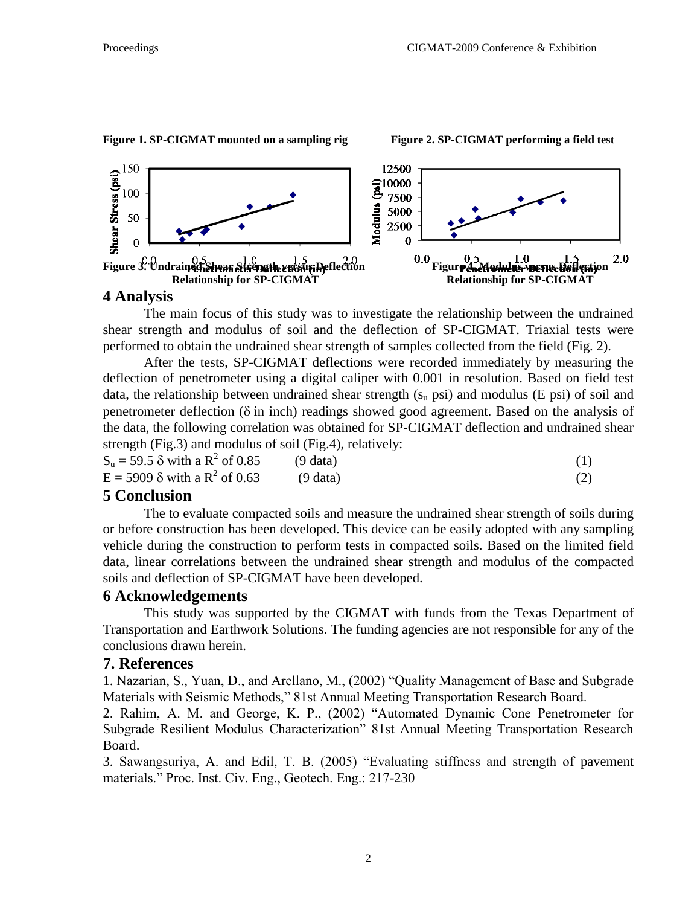Figure 1. SP-CIGMAT mounted on a sampling rig

Figure 2. SP-CIGMAT performing a field test

Shear Stress (psi)
150
100
50
0
0.0 0.5 1.0 1.5 2.0
Penetrometer Deflection (in)

Figure 3. Undrained Shear Strength versus Deflection Relationship for SP-CIGMAT

Modulus (psi)
12500
10000
7500
5000
2500
0
0.0 0.5 1.0 1.5 2.0
Penetrometer Deflection (in)

Figure 4. Modulus versus Deflection Relationship for SP-CIGMAT

## 4 Analysis

The main focus of this study was to investigate the relationship between the undrained shear strength and modulus of soil and the deflection of SP-CIGMAT. Triaxial tests were performed to obtain the undrained shear strength of samples collected from the field (Fig. 2).

After the tests, SP-CIGMAT deflections were recorded immediately by measuring the deflection of penetrometer using a digital caliper with 0.001 in resolution. Based on field test data, the relationship between undrained shear strength ($s_u$ psi) and modulus (E psi) of soil and penetrometer deflection ($\delta$ in inch) readings showed good agreement. Based on the analysis of the data, the following correlation was obtained for SP-CIGMAT deflection and undrained shear strength (Fig.3) and modulus of soil (Fig.4), relatively:

$S_u = 59.5\ \delta$ with a $R^2$ of 0.85 (9 data) (1)

$E = 5909\ \delta$ with a $R^2$ of 0.63 (9 data) (2)

## 5 Conclusion

The to evaluate compacted soils and measure the undrained shear strength of soils during or before construction has been developed. This device can be easily adopted with any sampling vehicle during the construction to perform tests in compacted soils. Based on the limited field data, linear correlations between the undrained shear strength and modulus of the compacted soils and deflection of SP-CIGMAT have been developed.

## 6 Acknowledgements

This study was supported by the CIGMAT with funds from the Texas Department of Transportation and Earthwork Solutions. The funding agencies are not responsible for any of the conclusions drawn herein.

## 7. References

1. Nazarian, S., Yuan, D., and Arellano, M., (2002) "Quality Management of Base and Subgrade Materials with Seismic Methods," 81st Annual Meeting Transportation Research Board.
2. Rahim, A. M. and George, K. P., (2002) "Automated Dynamic Cone Penetrometer for Subgrade Resilient Modulus Characterization" 81st Annual Meeting Transportation Research Board.
3. Sawangsuriya, A. and Edil, T. B. (2005) "Evaluating stiffness and strength of pavement materials." Proc. Inst. Civ. Eng., Geotech. Eng.: 217-230